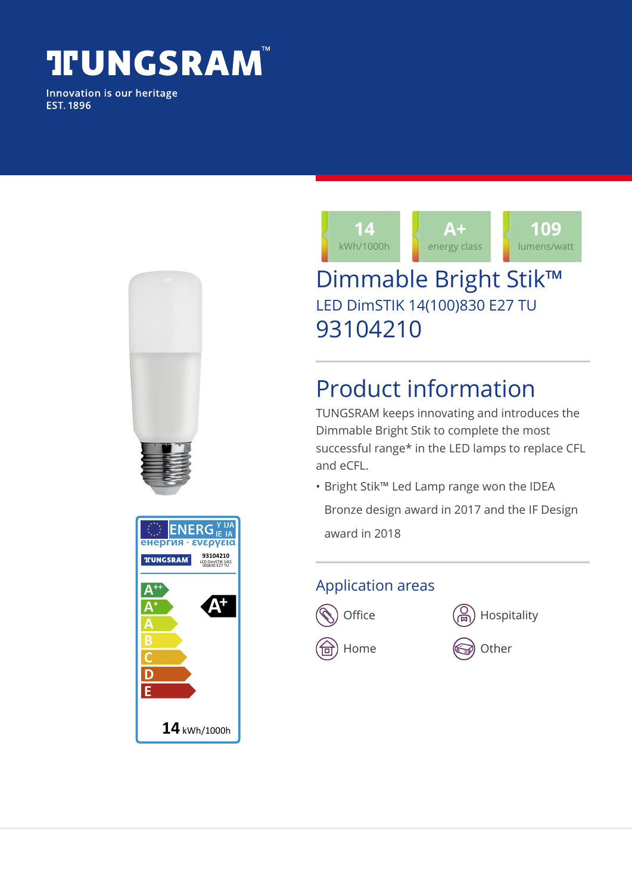# TUNGSRAM™

Innovation is our heritage
EST. 1896

| 14 | A+ | 109 |
|---|---|---|
| kWh/1000h | energy class | lumens/watt |

# Dimmable Bright Stik™

LED DimSTIK 14(100)830 E27 TU

93104210

## Product information

TUNGSRAM keeps innovating and introduces the Dimmable Bright Stik to complete the most successful range* in the LED lamps to replace CFL and eCFL.

- Bright Stik™ Led Lamp range won the IDEA Bronze design award in 2017 and the IF Design award in 2018

### Application areas

- Office
- Hospitality
- Home
- Other

ENERGY · енергия · ενεργεια

TUNGSRAM 93104210 LED DimSTIK 14(100)830 E27 TU

A++, A+, A, B, C, D, E

A+

14 kWh/1000h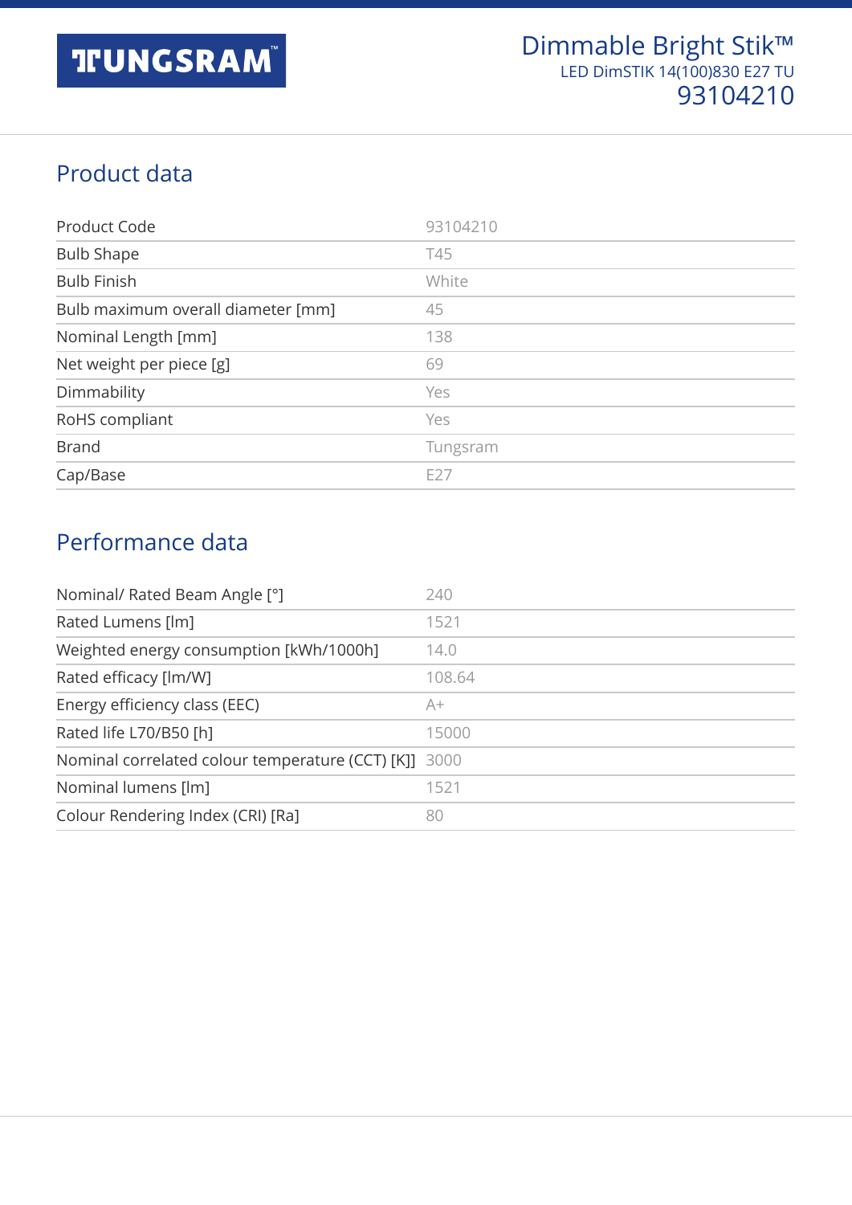# TUNGSRAM

## Dimmable Bright Stik™

LED DimSTIK 14(100)830 E27 TU

93104210

## Product data

| | |
|---|---|
| Product Code | 93104210 |
| Bulb Shape | T45 |
| Bulb Finish | White |
| Bulb maximum overall diameter [mm] | 45 |
| Nominal Length [mm] | 138 |
| Net weight per piece [g] | 69 |
| Dimmability | Yes |
| RoHS compliant | Yes |
| Brand | Tungsram |
| Cap/Base | E27 |

## Performance data

| | |
|---|---|
| Nominal/ Rated Beam Angle [°] | 240 |
| Rated Lumens [lm] | 1521 |
| Weighted energy consumption [kWh/1000h] | 14.0 |
| Rated efficacy [lm/W] | 108.64 |
| Energy efficiency class (EEC) | A+ |
| Rated life L70/B50 [h] | 15000 |
| Nominal correlated colour temperature (CCT) [K]] | 3000 |
| Nominal lumens [lm] | 1521 |
| Colour Rendering Index (CRI) [Ra] | 80 |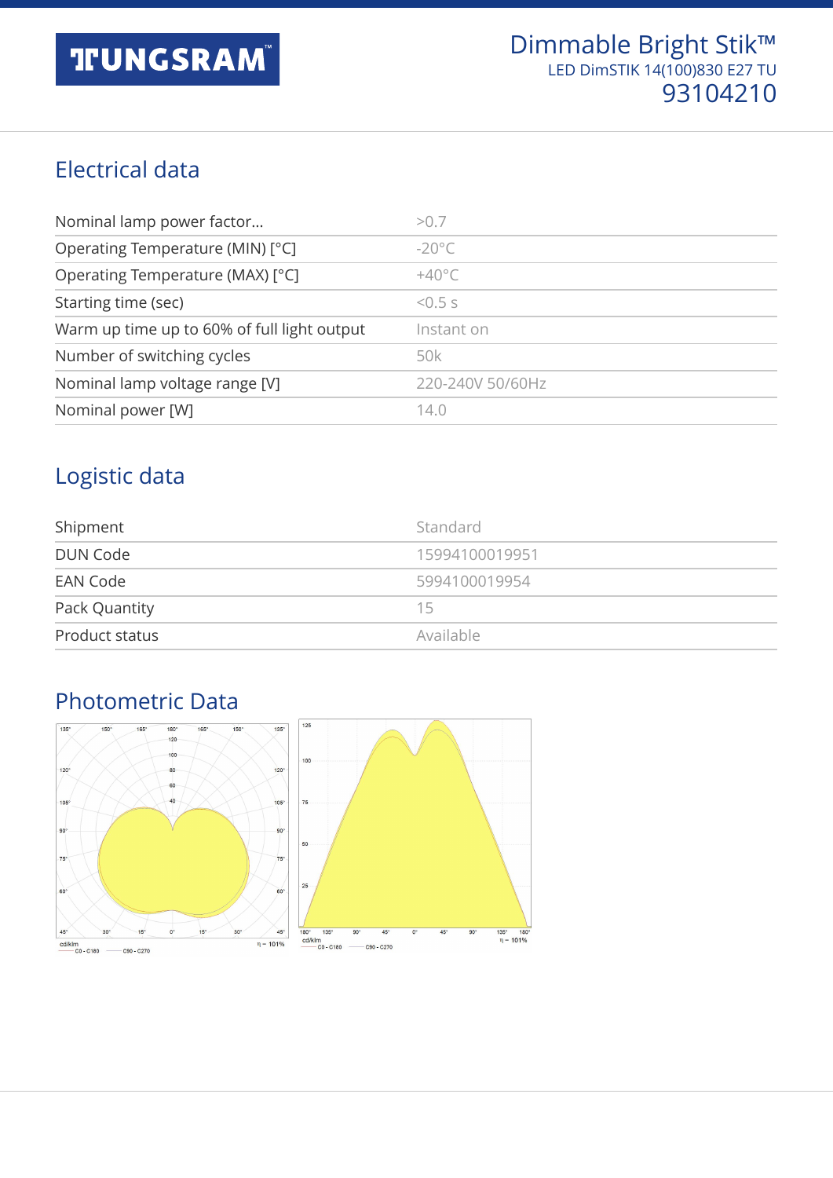# Dimmable Bright Stik™

LED DimSTIK 14(100)830 E27 TU

93104210

## Electrical data

| | |
|---|---|
| Nominal lamp power factor... | >0.7 |
| Operating Temperature (MIN) [°C] | -20°C |
| Operating Temperature (MAX) [°C] | +40°C |
| Starting time (sec) | <0.5 s |
| Warm up time up to 60% of full light output | Instant on |
| Number of switching cycles | 50k |
| Nominal lamp voltage range [V] | 220-240V 50/60Hz |
| Nominal power [W] | 14.0 |

## Logistic data

| | |
|---|---|
| Shipment | Standard |
| DUN Code | 15994100019951 |
| EAN Code | 5994100019954 |
| Pack Quantity | 15 |
| Product status | Available |

## Photometric Data

cd/klm
C0 - C180
C90 - C270
η = 101%

cd/klm
C0 - C180
C90 - C270
η = 101%